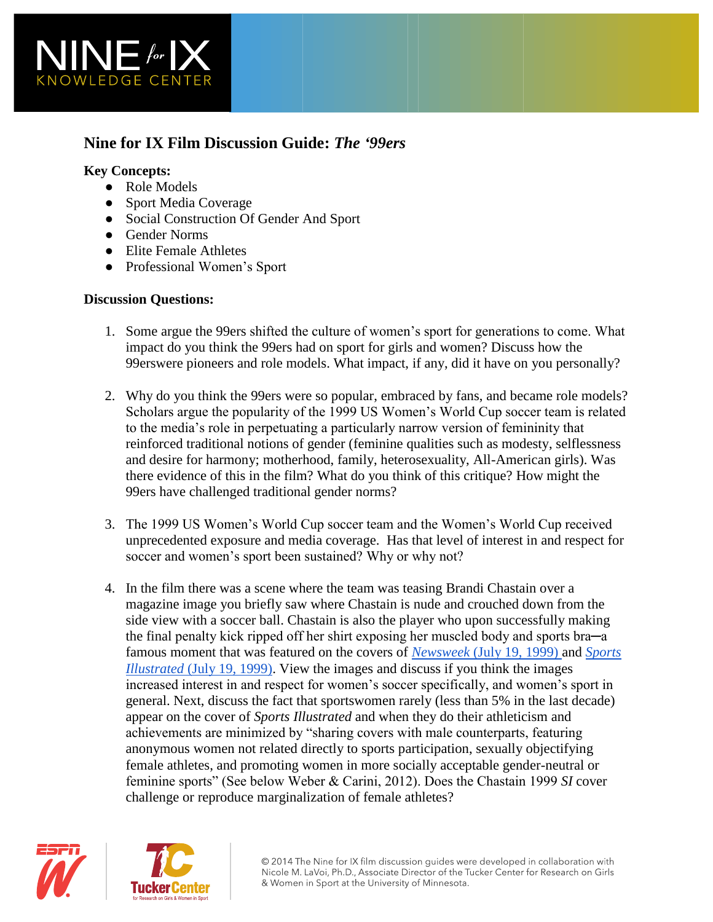## Nine for IX Film Discussion Guide: *The '99ers*

**Key Concepts:**

- Role Models
- Sport Media Coverage
- Social Construction Of Gender And Sport
- Gender Norms
- Elite Female Athletes
- Professional Women's Sport

**Discussion Questions:**

1. Some argue the 99ers shifted the culture of women's sport for generations to come. What impact do you think the 99ers had on sport for girls and women? Discuss how the 99erswere pioneers and role models. What impact, if any, did it have on you personally?

2. Why do you think the 99ers were so popular, embraced by fans, and became role models? Scholars argue the popularity of the 1999 US Women's World Cup soccer team is related to the media's role in perpetuating a particularly narrow version of femininity that reinforced traditional notions of gender (feminine qualities such as modesty, selflessness and desire for harmony; motherhood, family, heterosexuality, All-American girls). Was there evidence of this in the film? What do you think of this critique? How might the 99ers have challenged traditional gender norms?

3. The 1999 US Women's World Cup soccer team and the Women's World Cup received unprecedented exposure and media coverage. Has that level of interest in and respect for soccer and women's sport been sustained? Why or why not?

4. In the film there was a scene where the team was teasing Brandi Chastain over a magazine image you briefly saw where Chastain is nude and crouched down from the side view with a soccer ball. Chastain is also the player who upon successfully making the final penalty kick ripped off her shirt exposing her muscled body and sports bra─a famous moment that was featured on the covers of *Newsweek* (July 19, 1999) and *Sports Illustrated* (July 19, 1999). View the images and discuss if you think the images increased interest in and respect for women's soccer specifically, and women's sport in general. Next, discuss the fact that sportswomen rarely (less than 5% in the last decade) appear on the cover of *Sports Illustrated* and when they do their athleticism and achievements are minimized by "sharing covers with male counterparts, featuring anonymous women not related directly to sports participation, sexually objectifying female athletes, and promoting women in more socially acceptable gender-neutral or feminine sports" (See below Weber & Carini, 2012). Does the Chastain 1999 *SI* cover challenge or reproduce marginalization of female athletes?

© 2014 The Nine for IX film discussion guides were developed in collaboration with Nicole M. LaVoi, Ph.D., Associate Director of the Tucker Center for Research on Girls & Women in Sport at the University of Minnesota.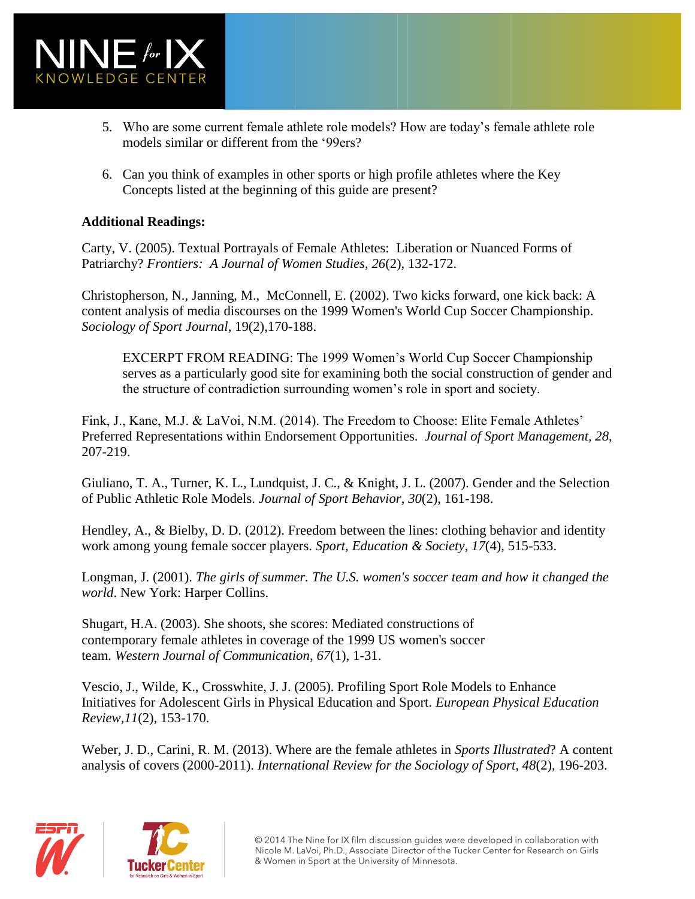5. Who are some current female athlete role models? How are today's female athlete role models similar or different from the '99ers?

6. Can you think of examples in other sports or high profile athletes where the Key Concepts listed at the beginning of this guide are present?

**Additional Readings:**

Carty, V. (2005). Textual Portrayals of Female Athletes: Liberation or Nuanced Forms of Patriarchy? *Frontiers: A Journal of Women Studies*, *26*(2), 132-172.

Christopherson, N., Janning, M., McConnell, E. (2002). Two kicks forward, one kick back: A content analysis of media discourses on the 1999 Women's World Cup Soccer Championship. *Sociology of Sport Journal*, 19(2),170-188.

> EXCERPT FROM READING: The 1999 Women's World Cup Soccer Championship serves as a particularly good site for examining both the social construction of gender and the structure of contradiction surrounding women's role in sport and society.

Fink, J., Kane, M.J. & LaVoi, N.M. (2014). The Freedom to Choose: Elite Female Athletes' Preferred Representations within Endorsement Opportunities. *Journal of Sport Management*, *28*, 207-219.

Giuliano, T. A., Turner, K. L., Lundquist, J. C., & Knight, J. L. (2007). Gender and the Selection of Public Athletic Role Models. *Journal of Sport Behavior*, *30*(2), 161-198.

Hendley, A., & Bielby, D. D. (2012). Freedom between the lines: clothing behavior and identity work among young female soccer players. *Sport, Education & Society*, *17*(4), 515-533.

Longman, J. (2001). *The girls of summer. The U.S. women's soccer team and how it changed the world*. New York: Harper Collins.

Shugart, H.A. (2003). She shoots, she scores: Mediated constructions of contemporary female athletes in coverage of the 1999 US women's soccer team. *Western Journal of Communication*, *67*(1), 1-31.

Vescio, J., Wilde, K., Crosswhite, J. J. (2005). Profiling Sport Role Models to Enhance Initiatives for Adolescent Girls in Physical Education and Sport. *European Physical Education Review*,*11*(2), 153-170.

Weber, J. D., Carini, R. M. (2013). Where are the female athletes in *Sports Illustrated*? A content analysis of covers (2000-2011). *International Review for the Sociology of Sport*, *48*(2), 196-203.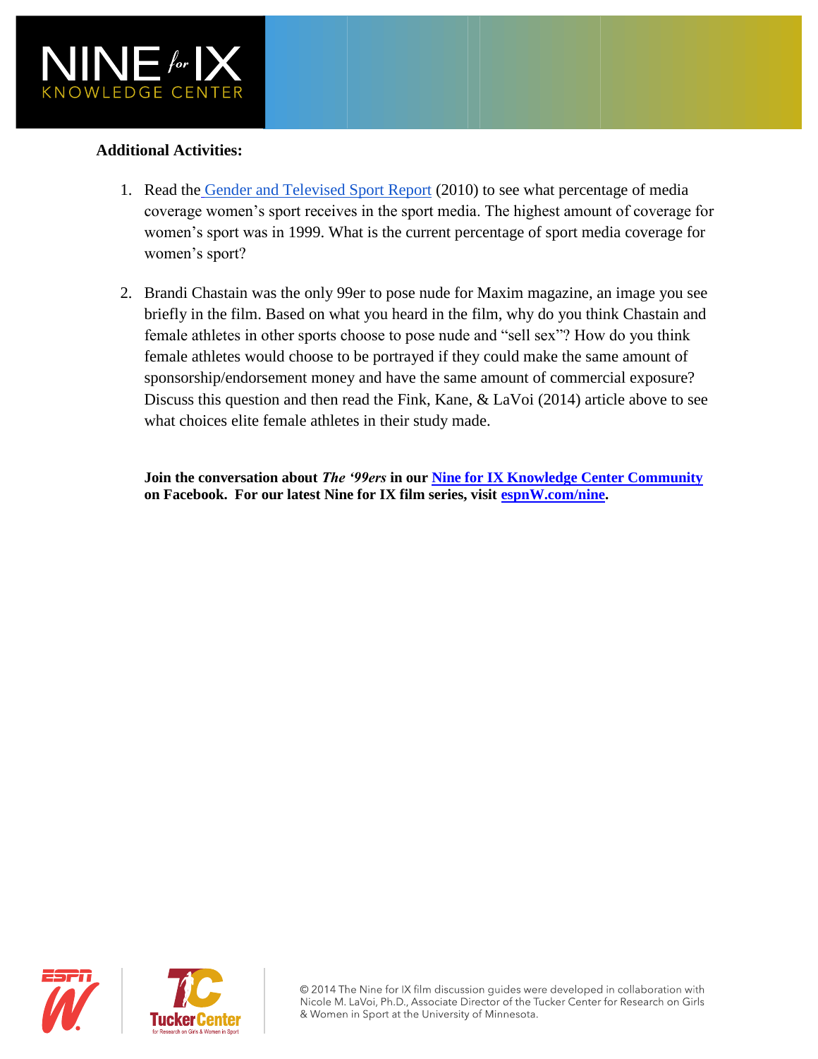**Additional Activities:**

1. Read the Gender and Televised Sport Report (2010) to see what percentage of media coverage women's sport receives in the sport media. The highest amount of coverage for women's sport was in 1999. What is the current percentage of sport media coverage for women's sport?

2. Brandi Chastain was the only 99er to pose nude for Maxim magazine, an image you see briefly in the film. Based on what you heard in the film, why do you think Chastain and female athletes in other sports choose to pose nude and "sell sex"? How do you think female athletes would choose to be portrayed if they could make the same amount of sponsorship/endorsement money and have the same amount of commercial exposure? Discuss this question and then read the Fink, Kane, & LaVoi (2014) article above to see what choices elite female athletes in their study made.

**Join the conversation about *The '99ers* in our Nine for IX Knowledge Center Community on Facebook. For our latest Nine for IX film series, visit espnW.com/nine.**

© 2014 The Nine for IX film discussion guides were developed in collaboration with Nicole M. LaVoi, Ph.D., Associate Director of the Tucker Center for Research on Girls & Women in Sport at the University of Minnesota.